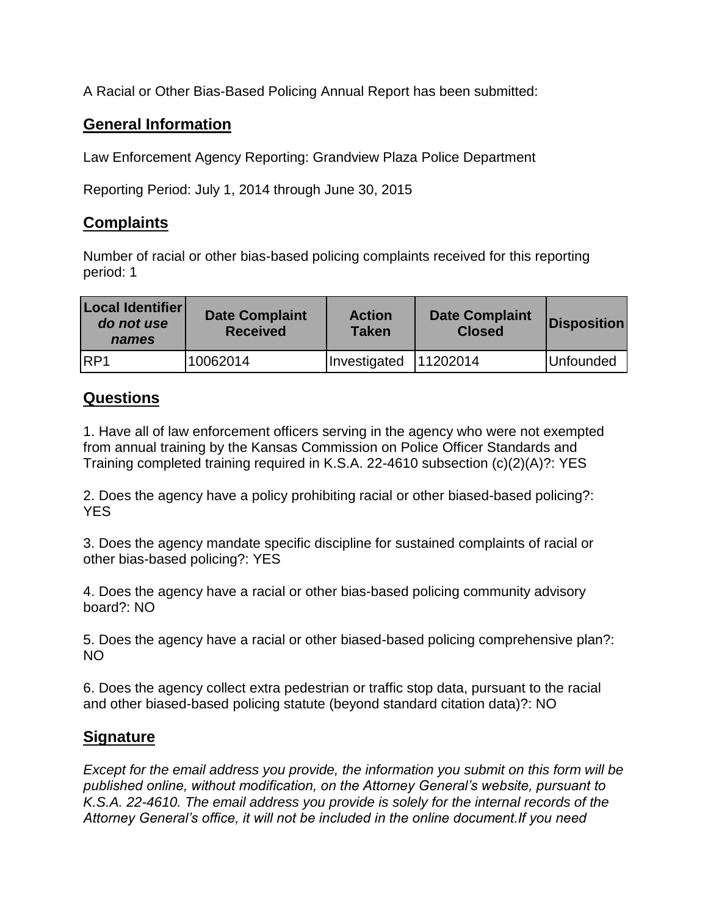A Racial or Other Bias-Based Policing Annual Report has been submitted:

## General Information

Law Enforcement Agency Reporting: Grandview Plaza Police Department

Reporting Period: July 1, 2014 through June 30, 2015

## Complaints

Number of racial or other bias-based policing complaints received for this reporting period: 1

| **Local Identifier** ***do not use names*** | **Date Complaint Received** | **Action Taken** | **Date Complaint Closed** | **Disposition** |
|---|---|---|---|---|
| RP1 | 10062014 | Investigated | 11202014 | Unfounded |

## Questions

1. Have all of law enforcement officers serving in the agency who were not exempted from annual training by the Kansas Commission on Police Officer Standards and Training completed training required in K.S.A. 22-4610 subsection (c)(2)(A)?: YES

2. Does the agency have a policy prohibiting racial or other biased-based policing?: YES

3. Does the agency mandate specific discipline for sustained complaints of racial or other bias-based policing?: YES

4. Does the agency have a racial or other bias-based policing community advisory board?: NO

5. Does the agency have a racial or other biased-based policing comprehensive plan?: NO

6. Does the agency collect extra pedestrian or traffic stop data, pursuant to the racial and other biased-based policing statute (beyond standard citation data)?: NO

## Signature

*Except for the email address you provide, the information you submit on this form will be published online, without modification, on the Attorney General's website, pursuant to K.S.A. 22-4610. The email address you provide is solely for the internal records of the Attorney General's office, it will not be included in the online document.If you need*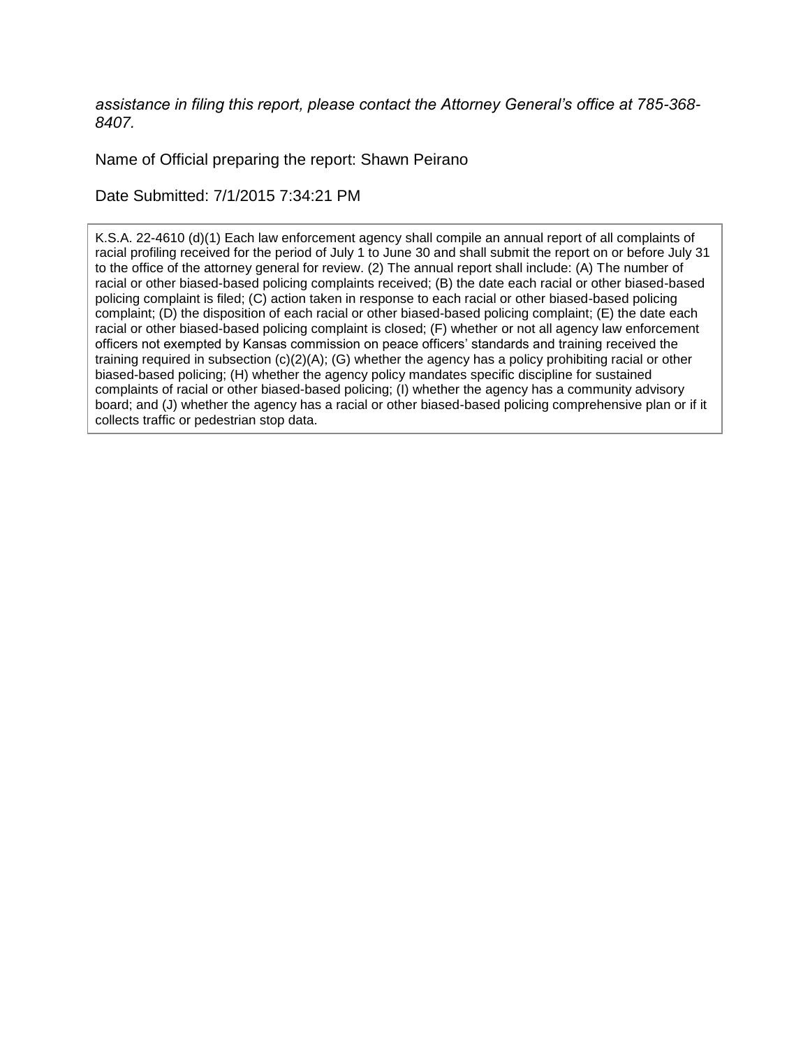*assistance in filing this report, please contact the Attorney General's office at 785-368-8407.*

Name of Official preparing the report: Shawn Peirano

Date Submitted: 7/1/2015 7:34:21 PM

K.S.A. 22-4610 (d)(1) Each law enforcement agency shall compile an annual report of all complaints of racial profiling received for the period of July 1 to June 30 and shall submit the report on or before July 31 to the office of the attorney general for review. (2) The annual report shall include: (A) The number of racial or other biased-based policing complaints received; (B) the date each racial or other biased-based policing complaint is filed; (C) action taken in response to each racial or other biased-based policing complaint; (D) the disposition of each racial or other biased-based policing complaint; (E) the date each racial or other biased-based policing complaint is closed; (F) whether or not all agency law enforcement officers not exempted by Kansas commission on peace officers' standards and training received the training required in subsection (c)(2)(A); (G) whether the agency has a policy prohibiting racial or other biased-based policing; (H) whether the agency policy mandates specific discipline for sustained complaints of racial or other biased-based policing; (I) whether the agency has a community advisory board; and (J) whether the agency has a racial or other biased-based policing comprehensive plan or if it collects traffic or pedestrian stop data.